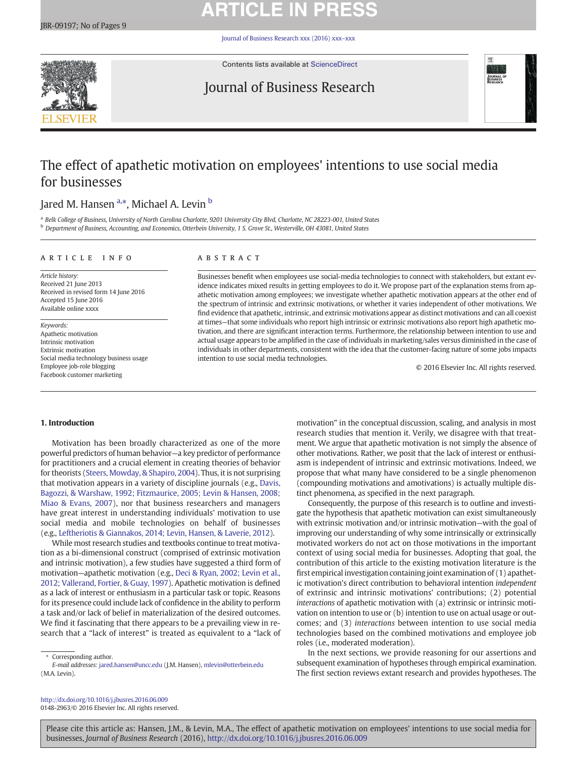# The effect of apathetic motivation on employees' intentions to use social media for businesses

Jared M. Hansen [a,*], Michael A. Levin [b]

[a] Belk College of Business, University of North Carolina Charlotte, 9201 University City Blvd, Charlotte, NC 28223-001, United States
[b] Department of Business, Accounting, and Economics, Otterbein University, 1 S. Grove St., Westerville, OH 43081, United States

## ARTICLE INFO

*Article history:*
Received 21 June 2013
Received in revised form 14 June 2016
Accepted 15 June 2016
Available online xxxx

*Keywords:*
Apathetic motivation
Intrinsic motivation
Extrinsic motivation
Social media technology business usage
Employee job-role blogging
Facebook customer marketing

## ABSTRACT

Businesses benefit when employees use social-media technologies to connect with stakeholders, but extant evidence indicates mixed results in getting employees to do it. We propose part of the explanation stems from apathetic motivation among employees; we investigate whether apathetic motivation appears at the other end of the spectrum of intrinsic and extrinsic motivations, or whether it varies independent of other motivations. We find evidence that apathetic, intrinsic, and extrinsic motivations appear as distinct motivations and can all coexist at times—that some individuals who report high intrinsic or extrinsic motivations also report high apathetic motivation, and there are significant interaction terms. Furthermore, the relationship between intention to use and actual usage appears to be amplified in the case of individuals in marketing/sales versus diminished in the case of individuals in other departments, consistent with the idea that the customer-facing nature of some jobs impacts intention to use social media technologies.

© 2016 Elsevier Inc. All rights reserved.

## 1. Introduction

Motivation has been broadly characterized as one of the more powerful predictors of human behavior—a key predictor of performance for practitioners and a crucial element in creating theories of behavior for theorists (Steers, Mowday, & Shapiro, 2004). Thus, it is not surprising that motivation appears in a variety of discipline journals (e.g., Davis, Bagozzi, & Warshaw, 1992; Fitzmaurice, 2005; Levin & Hansen, 2008; Miao & Evans, 2007), nor that business researchers and managers have great interest in understanding individuals' motivation to use social media and mobile technologies on behalf of businesses (e.g., Leftheriotis & Giannakos, 2014; Levin, Hansen, & Laverie, 2012).

While most research studies and textbooks continue to treat motivation as a bi-dimensional construct (comprised of extrinsic motivation and intrinsic motivation), a few studies have suggested a third form of motivation—apathetic motivation (e.g., Deci & Ryan, 2002; Levin et al., 2012; Vallerand, Fortier, & Guay, 1997). Apathetic motivation is defined as a lack of interest or enthusiasm in a particular task or topic. Reasons for its presence could include lack of confidence in the ability to perform a task and/or lack of belief in materialization of the desired outcomes. We find it fascinating that there appears to be a prevailing view in research that a "lack of interest" is treated as equivalent to a "lack of motivation" in the conceptual discussion, scaling, and analysis in most research studies that mention it. Verily, we disagree with that treatment. We argue that apathetic motivation is not simply the absence of other motivations. Rather, we posit that the lack of interest or enthusiasm is independent of intrinsic and extrinsic motivations. Indeed, we propose that what many have considered to be a single phenomenon (compounding motivations and amotivations) is actually multiple distinct phenomena, as specified in the next paragraph.

Consequently, the purpose of this research is to outline and investigate the hypothesis that apathetic motivation can exist simultaneously with extrinsic motivation and/or intrinsic motivation—with the goal of improving our understanding of why some intrinsically or extrinsically motivated workers do not act on those motivations in the important context of using social media for businesses. Adopting that goal, the contribution of this article to the existing motivation literature is the first empirical investigation containing joint examination of (1) apathetic motivation's direct contribution to behavioral intention *independent* of extrinsic and intrinsic motivations' contributions; (2) potential *interactions* of apathetic motivation with (a) extrinsic or intrinsic motivation on intention to use or (b) intention to use on actual usage or outcomes; and (3) *interactions* between intention to use social media technologies based on the combined motivations and employee job roles (i.e., moderated moderation).

In the next sections, we provide reasoning for our assertions and subsequent examination of hypotheses through empirical examination. The first section reviews extant research and provides hypotheses. The

* Corresponding author.
*E-mail addresses:* jared.hansen@uncc.edu (J.M. Hansen), mlevin@otterbein.edu (M.A. Levin).

http://dx.doi.org/10.1016/j.jbusres.2016.06.009
0148-2963/© 2016 Elsevier Inc. All rights reserved.

Please cite this article as: Hansen, J.M., & Levin, M.A., The effect of apathetic motivation on employees' intentions to use social media for businesses, *Journal of Business Research* (2016), http://dx.doi.org/10.1016/j.jbusres.2016.06.009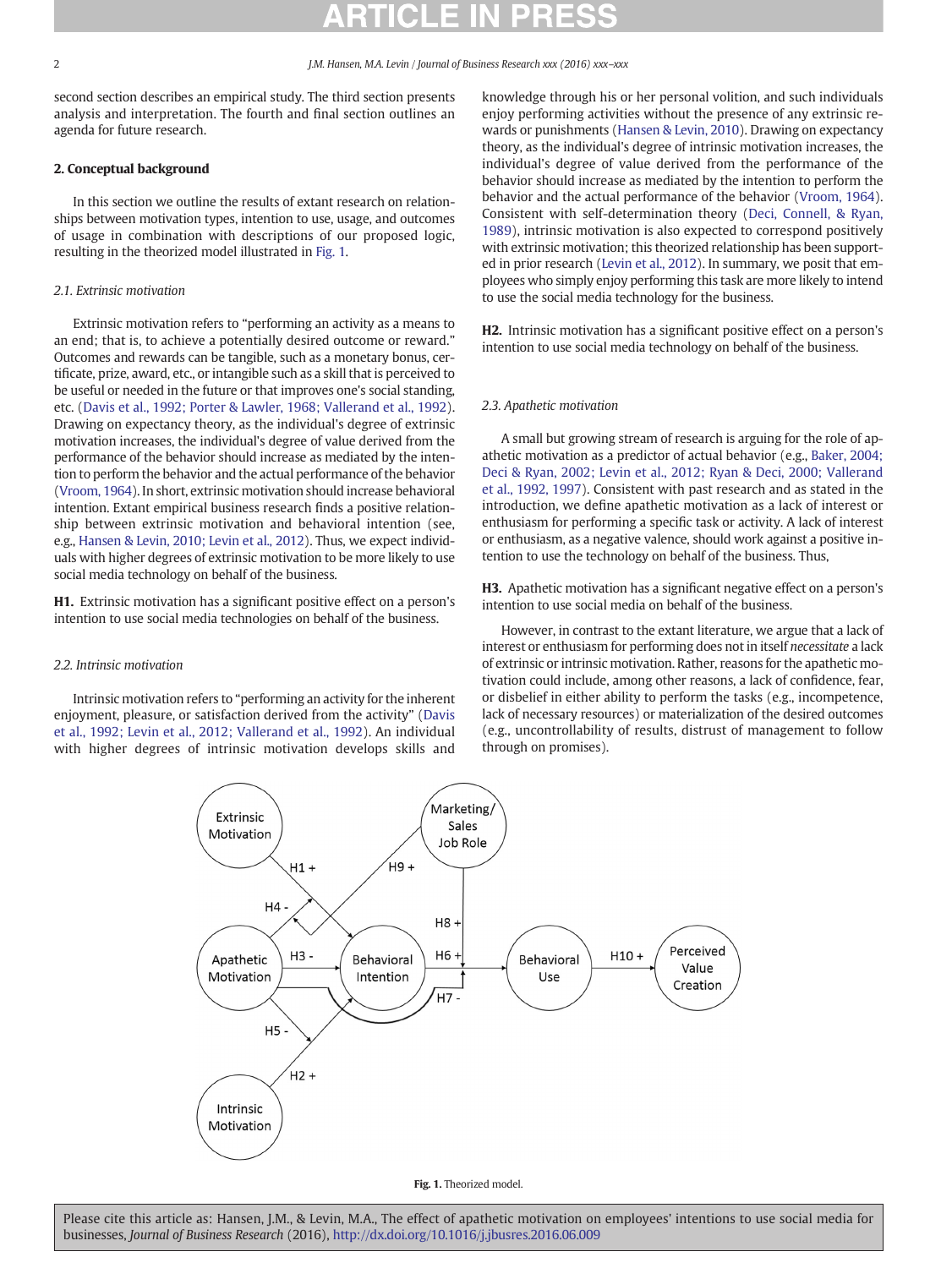second section describes an empirical study. The third section presents analysis and interpretation. The fourth and final section outlines an agenda for future research.

## 2. Conceptual background

In this section we outline the results of extant research on relationships between motivation types, intention to use, usage, and outcomes of usage in combination with descriptions of our proposed logic, resulting in the theorized model illustrated in Fig. 1.

### 2.1. Extrinsic motivation

Extrinsic motivation refers to "performing an activity as a means to an end; that is, to achieve a potentially desired outcome or reward." Outcomes and rewards can be tangible, such as a monetary bonus, certificate, prize, award, etc., or intangible such as a skill that is perceived to be useful or needed in the future or that improves one's social standing, etc. (Davis et al., 1992; Porter & Lawler, 1968; Vallerand et al., 1992). Drawing on expectancy theory, as the individual's degree of extrinsic motivation increases, the individual's degree of value derived from the performance of the behavior should increase as mediated by the intention to perform the behavior and the actual performance of the behavior (Vroom, 1964). In short, extrinsic motivation should increase behavioral intention. Extant empirical business research finds a positive relationship between extrinsic motivation and behavioral intention (see, e.g., Hansen & Levin, 2010; Levin et al., 2012). Thus, we expect individuals with higher degrees of extrinsic motivation to be more likely to use social media technology on behalf of the business.

**H1.** Extrinsic motivation has a significant positive effect on a person's intention to use social media technologies on behalf of the business.

### 2.2. Intrinsic motivation

Intrinsic motivation refers to "performing an activity for the inherent enjoyment, pleasure, or satisfaction derived from the activity" (Davis et al., 1992; Levin et al., 2012; Vallerand et al., 1992). An individual with higher degrees of intrinsic motivation develops skills and knowledge through his or her personal volition, and such individuals enjoy performing activities without the presence of any extrinsic rewards or punishments (Hansen & Levin, 2010). Drawing on expectancy theory, as the individual's degree of intrinsic motivation increases, the individual's degree of value derived from the performance of the behavior should increase as mediated by the intention to perform the behavior and the actual performance of the behavior (Vroom, 1964). Consistent with self-determination theory (Deci, Connell, & Ryan, 1989), intrinsic motivation is also expected to correspond positively with extrinsic motivation; this theorized relationship has been supported in prior research (Levin et al., 2012). In summary, we posit that employees who simply enjoy performing this task are more likely to intend to use the social media technology for the business.

**H2.** Intrinsic motivation has a significant positive effect on a person's intention to use social media technology on behalf of the business.

### 2.3. Apathetic motivation

A small but growing stream of research is arguing for the role of apathetic motivation as a predictor of actual behavior (e.g., Baker, 2004; Deci & Ryan, 2002; Levin et al., 2012; Ryan & Deci, 2000; Vallerand et al., 1992, 1997). Consistent with past research and as stated in the introduction, we define apathetic motivation as a lack of interest or enthusiasm for performing a specific task or activity. A lack of interest or enthusiasm, as a negative valence, should work against a positive intention to use the technology on behalf of the business. Thus,

**H3.** Apathetic motivation has a significant negative effect on a person's intention to use social media on behalf of the business.

However, in contrast to the extant literature, we argue that a lack of interest or enthusiasm for performing does not in itself *necessitate* a lack of extrinsic or intrinsic motivation. Rather, reasons for the apathetic motivation could include, among other reasons, a lack of confidence, fear, or disbelief in either ability to perform the tasks (e.g., incompetence, lack of necessary resources) or materialization of the desired outcomes (e.g., uncontrollability of results, distrust of management to follow through on promises).

**Fig. 1.** Theorized model.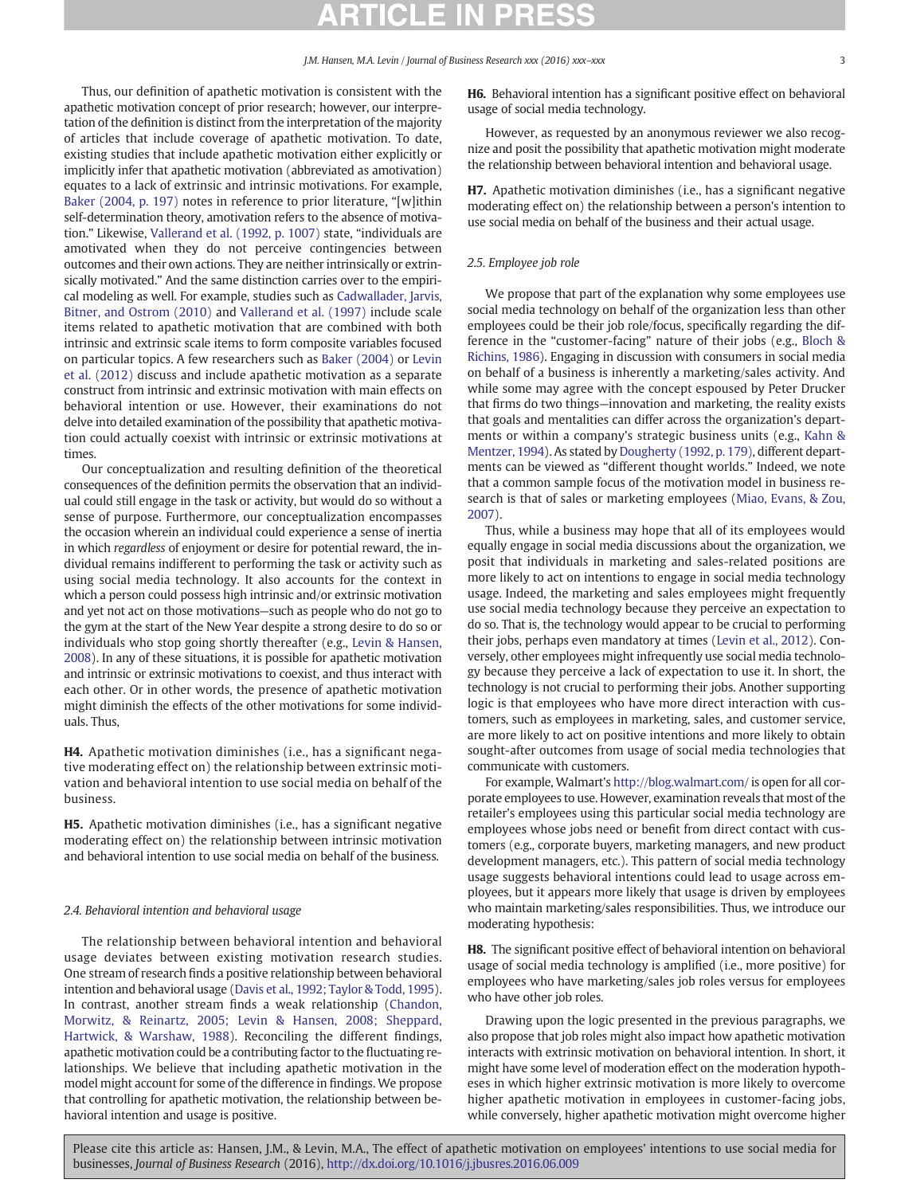Thus, our definition of apathetic motivation is consistent with the apathetic motivation concept of prior research; however, our interpretation of the definition is distinct from the interpretation of the majority of articles that include coverage of apathetic motivation. To date, existing studies that include apathetic motivation either explicitly or implicitly infer that apathetic motivation (abbreviated as amotivation) equates to a lack of extrinsic and intrinsic motivations. For example, Baker (2004, p. 197) notes in reference to prior literature, "[w]ithin self-determination theory, amotivation refers to the absence of motivation." Likewise, Vallerand et al. (1992, p. 1007) state, "individuals are amotivated when they do not perceive contingencies between outcomes and their own actions. They are neither intrinsically or extrinsically motivated." And the same distinction carries over to the empirical modeling as well. For example, studies such as Cadwallader, Jarvis, Bitner, and Ostrom (2010) and Vallerand et al. (1997) include scale items related to apathetic motivation that are combined with both intrinsic and extrinsic scale items to form composite variables focused on particular topics. A few researchers such as Baker (2004) or Levin et al. (2012) discuss and include apathetic motivation as a separate construct from intrinsic and extrinsic motivation with main effects on behavioral intention or use. However, their examinations do not delve into detailed examination of the possibility that apathetic motivation could actually coexist with intrinsic or extrinsic motivations at times.

Our conceptualization and resulting definition of the theoretical consequences of the definition permits the observation that an individual could still engage in the task or activity, but would do so without a sense of purpose. Furthermore, our conceptualization encompasses the occasion wherein an individual could experience a sense of inertia in which *regardless* of enjoyment or desire for potential reward, the individual remains indifferent to performing the task or activity such as using social media technology. It also accounts for the context in which a person could possess high intrinsic and/or extrinsic motivation and yet not act on those motivations—such as people who do not go to the gym at the start of the New Year despite a strong desire to do so or individuals who stop going shortly thereafter (e.g., Levin & Hansen, 2008). In any of these situations, it is possible for apathetic motivation and intrinsic or extrinsic motivations to coexist, and thus interact with each other. Or in other words, the presence of apathetic motivation might diminish the effects of the other motivations for some individuals. Thus,

**H4.** Apathetic motivation diminishes (i.e., has a significant negative moderating effect on) the relationship between extrinsic motivation and behavioral intention to use social media on behalf of the business.

**H5.** Apathetic motivation diminishes (i.e., has a significant negative moderating effect on) the relationship between intrinsic motivation and behavioral intention to use social media on behalf of the business.

### 2.4. Behavioral intention and behavioral usage

The relationship between behavioral intention and behavioral usage deviates between existing motivation research studies. One stream of research finds a positive relationship between behavioral intention and behavioral usage (Davis et al., 1992; Taylor & Todd, 1995). In contrast, another stream finds a weak relationship (Chandon, Morwitz, & Reinartz, 2005; Levin & Hansen, 2008; Sheppard, Hartwick, & Warshaw, 1988). Reconciling the different findings, apathetic motivation could be a contributing factor to the fluctuating relationships. We believe that including apathetic motivation in the model might account for some of the difference in findings. We propose that controlling for apathetic motivation, the relationship between behavioral intention and usage is positive.

**H6.** Behavioral intention has a significant positive effect on behavioral usage of social media technology.

However, as requested by an anonymous reviewer we also recognize and posit the possibility that apathetic motivation might moderate the relationship between behavioral intention and behavioral usage.

**H7.** Apathetic motivation diminishes (i.e., has a significant negative moderating effect on) the relationship between a person's intention to use social media on behalf of the business and their actual usage.

### 2.5. Employee job role

We propose that part of the explanation why some employees use social media technology on behalf of the organization less than other employees could be their job role/focus, specifically regarding the difference in the "customer-facing" nature of their jobs (e.g., Bloch & Richins, 1986). Engaging in discussion with consumers in social media on behalf of a business is inherently a marketing/sales activity. And while some may agree with the concept espoused by Peter Drucker that firms do two things—innovation and marketing, the reality exists that goals and mentalities can differ across the organization's departments or within a company's strategic business units (e.g., Kahn & Mentzer, 1994). As stated by Dougherty (1992, p. 179), different departments can be viewed as "different thought worlds." Indeed, we note that a common sample focus of the motivation model in business research is that of sales or marketing employees (Miao, Evans, & Zou, 2007).

Thus, while a business may hope that all of its employees would equally engage in social media discussions about the organization, we posit that individuals in marketing and sales-related positions are more likely to act on intentions to engage in social media technology usage. Indeed, the marketing and sales employees might frequently use social media technology because they perceive an expectation to do so. That is, the technology would appear to be crucial to performing their jobs, perhaps even mandatory at times (Levin et al., 2012). Conversely, other employees might infrequently use social media technology because they perceive a lack of expectation to use it. In short, the technology is not crucial to performing their jobs. Another supporting logic is that employees who have more direct interaction with customers, such as employees in marketing, sales, and customer service, are more likely to act on positive intentions and more likely to obtain sought-after outcomes from usage of social media technologies that communicate with customers.

For example, Walmart's http://blog.walmart.com/ is open for all corporate employees to use. However, examination reveals that most of the retailer's employees using this particular social media technology are employees whose jobs need or benefit from direct contact with customers (e.g., corporate buyers, marketing managers, and new product development managers, etc.). This pattern of social media technology usage suggests behavioral intentions could lead to usage across employees, but it appears more likely that usage is driven by employees who maintain marketing/sales responsibilities. Thus, we introduce our moderating hypothesis:

**H8.** The significant positive effect of behavioral intention on behavioral usage of social media technology is amplified (i.e., more positive) for employees who have marketing/sales job roles versus for employees who have other job roles.

Drawing upon the logic presented in the previous paragraphs, we also propose that job roles might also impact how apathetic motivation interacts with extrinsic motivation on behavioral intention. In short, it might have some level of moderation effect on the moderation hypotheses in which higher extrinsic motivation is more likely to overcome higher apathetic motivation in employees in customer-facing jobs, while conversely, higher apathetic motivation might overcome higher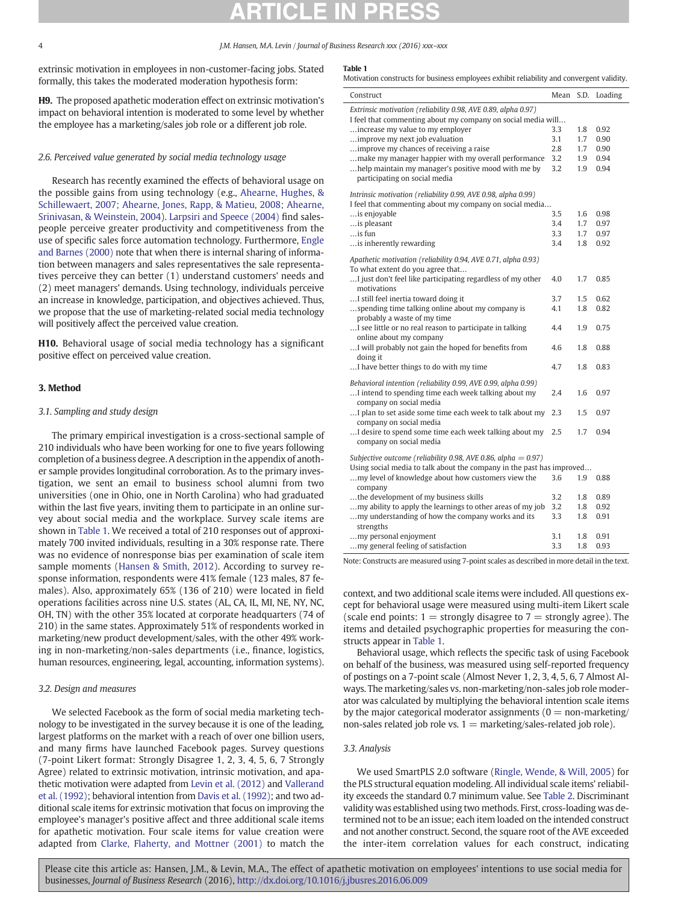extrinsic motivation in employees in non-customer-facing jobs. Stated formally, this takes the moderated moderation hypothesis form:

**H9.** The proposed apathetic moderation effect on extrinsic motivation's impact on behavioral intention is moderated to some level by whether the employee has a marketing/sales job role or a different job role.

### 2.6. Perceived value generated by social media technology usage

Research has recently examined the effects of behavioral usage on the possible gains from using technology (e.g., Ahearne, Hughes, & Schillewaert, 2007; Ahearne, Jones, Rapp, & Matieu, 2008; Ahearne, Srinivasan, & Weinstein, 2004). Larpsiri and Speece (2004) find salespeople perceive greater productivity and competitiveness from the use of specific sales force automation technology. Furthermore, Engle and Barnes (2000) note that when there is internal sharing of information between managers and sales representatives the sale representatives perceive they can better (1) understand customers' needs and (2) meet managers' demands. Using technology, individuals perceive an increase in knowledge, participation, and objectives achieved. Thus, we propose that the use of marketing-related social media technology will positively affect the perceived value creation.

**H10.** Behavioral usage of social media technology has a significant positive effect on perceived value creation.

## 3. Method

### 3.1. Sampling and study design

The primary empirical investigation is a cross-sectional sample of 210 individuals who have been working for one to five years following completion of a business degree. A description in the appendix of another sample provides longitudinal corroboration. As to the primary investigation, we sent an email to business school alumni from two universities (one in Ohio, one in North Carolina) who had graduated within the last five years, inviting them to participate in an online survey about social media and the workplace. Survey scale items are shown in Table 1. We received a total of 210 responses out of approximately 700 invited individuals, resulting in a 30% response rate. There was no evidence of nonresponse bias per examination of scale item sample moments (Hansen & Smith, 2012). According to survey response information, respondents were 41% female (123 males, 87 females). Also, approximately 65% (136 of 210) were located in field operations facilities across nine U.S. states (AL, CA, IL, MI, NE, NY, NC, OH, TN) with the other 35% located at corporate headquarters (74 of 210) in the same states. Approximately 51% of respondents worked in marketing/new product development/sales, with the other 49% working in non-marketing/non-sales departments (i.e., finance, logistics, human resources, engineering, legal, accounting, information systems).

### 3.2. Design and measures

We selected Facebook as the form of social media marketing technology to be investigated in the survey because it is one of the leading, largest platforms on the market with a reach of over one billion users, and many firms have launched Facebook pages. Survey questions (7-point Likert format: Strongly Disagree 1, 2, 3, 4, 5, 6, 7 Strongly Agree) related to extrinsic motivation, intrinsic motivation, and apathetic motivation were adapted from Levin et al. (2012) and Vallerand et al. (1992); behavioral intention from Davis et al. (1992); and two additional scale items for extrinsic motivation that focus on improving the employee's manager's positive affect and three additional scale items for apathetic motivation. Four scale items for value creation were adapted from Clarke, Flaherty, and Mottner (2001) to match the context, and two additional scale items were included. All questions except for behavioral usage were measured using multi-item Likert scale (scale end points: 1 = strongly disagree to 7 = strongly agree). The items and detailed psychographic properties for measuring the constructs appear in Table 1.

**Table 1**
Motivation constructs for business employees exhibit reliability and convergent validity.

| Construct | Mean | S.D. | Loading |
|---|---|---|---|
| *Extrinsic motivation (reliability 0.98, AVE 0.89, alpha 0.97)* | | | |
| I feel that commenting about my company on social media will… | | | |
| …increase my value to my employer | 3.3 | 1.8 | 0.92 |
| …improve my next job evaluation | 3.1 | 1.7 | 0.90 |
| …improve my chances of receiving a raise | 2.8 | 1.7 | 0.90 |
| …make my manager happier with my overall performance | 3.2 | 1.9 | 0.94 |
| …help maintain my manager's positive mood with me by participating on social media | 3.2 | 1.9 | 0.94 |
| *Intrinsic motivation (reliability 0.99, AVE 0.98, alpha 0.99)* | | | |
| I feel that commenting about my company on social media… | | | |
| …is enjoyable | 3.5 | 1.6 | 0.98 |
| …is pleasant | 3.4 | 1.7 | 0.97 |
| …is fun | 3.3 | 1.7 | 0.97 |
| …is inherently rewarding | 3.4 | 1.8 | 0.92 |
| *Apathetic motivation (reliability 0.94, AVE 0.71, alpha 0.93)* | | | |
| To what extent do you agree that… | | | |
| …I just don't feel like participating regardless of my other motivations | 4.0 | 1.7 | 0.85 |
| …I still feel inertia toward doing it | 3.7 | 1.5 | 0.62 |
| …spending time talking online about my company is probably a waste of my time | 4.1 | 1.8 | 0.82 |
| …I see little or no real reason to participate in talking online about my company | 4.4 | 1.9 | 0.75 |
| …I will probably not gain the hoped for benefits from doing it | 4.6 | 1.8 | 0.88 |
| …I have better things to do with my time | 4.7 | 1.8 | 0.83 |
| *Behavioral intention (reliability 0.99, AVE 0.99, alpha 0.99)* | | | |
| …I intend to spending time each week talking about my company on social media | 2.4 | 1.6 | 0.97 |
| …I plan to set aside some time each week to talk about my company on social media | 2.3 | 1.5 | 0.97 |
| …I desire to spend some time each week talking about my company on social media | 2.5 | 1.7 | 0.94 |
| *Subjective outcome (reliability 0.98, AVE 0.86, alpha = 0.97)* | | | |
| Using social media to talk about the company in the past has improved… | | | |
| …my level of knowledge about how customers view the company | 3.6 | 1.9 | 0.88 |
| …the development of my business skills | 3.2 | 1.8 | 0.89 |
| …my ability to apply the learnings to other areas of my job | 3.2 | 1.8 | 0.92 |
| …my understanding of how the company works and its strengths | 3.3 | 1.8 | 0.91 |
| …my personal enjoyment | 3.1 | 1.8 | 0.91 |
| …my general feeling of satisfaction | 3.3 | 1.8 | 0.93 |

Note: Constructs are measured using 7-point scales as described in more detail in the text.

Behavioral usage, which reflects the specific task of using Facebook on behalf of the business, was measured using self-reported frequency of postings on a 7-point scale (Almost Never 1, 2, 3, 4, 5, 6, 7 Almost Always. The marketing/sales vs. non-marketing/non-sales job role moderator was calculated by multiplying the behavioral intention scale items by the major categorical moderator assignments (0 = non-marketing/non-sales related job role vs. 1 = marketing/sales-related job role).

### 3.3. Analysis

We used SmartPLS 2.0 software (Ringle, Wende, & Will, 2005) for the PLS structural equation modeling. All individual scale items' reliability exceeds the standard 0.7 minimum value. See Table 2. Discriminant validity was established using two methods. First, cross-loading was determined not to be an issue; each item loaded on the intended construct and not another construct. Second, the square root of the AVE exceeded the inter-item correlation values for each construct, indicating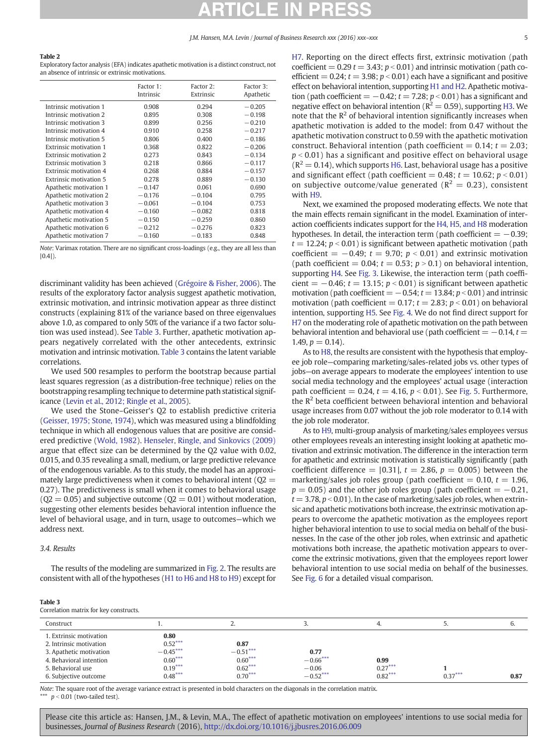**Table 2**
Exploratory factor analysis (EFA) indicates apathetic motivation is a distinct construct, not an absence of intrinsic or extrinsic motivations.

| | Factor 1: Intrinsic | Factor 2: Extrinsic | Factor 3: Apathetic |
|---|---|---|---|
| Intrinsic motivation 1 | 0.908 | 0.294 | −0.205 |
| Intrinsic motivation 2 | 0.895 | 0.308 | −0.198 |
| Intrinsic motivation 3 | 0.899 | 0.256 | −0.210 |
| Intrinsic motivation 4 | 0.910 | 0.258 | −0.217 |
| Intrinsic motivation 5 | 0.806 | 0.400 | −0.186 |
| Extrinsic motivation 1 | 0.368 | 0.822 | −0.206 |
| Extrinsic motivation 2 | 0.273 | 0.843 | −0.134 |
| Extrinsic motivation 3 | 0.218 | 0.866 | −0.117 |
| Extrinsic motivation 4 | 0.268 | 0.884 | −0.157 |
| Extrinsic motivation 5 | 0.278 | 0.889 | −0.130 |
| Apathetic motivation 1 | −0.147 | 0.061 | 0.690 |
| Apathetic motivation 2 | −0.176 | −0.104 | 0.795 |
| Apathetic motivation 3 | −0.061 | −0.104 | 0.753 |
| Apathetic motivation 4 | −0.160 | −0.082 | 0.818 |
| Apathetic motivation 5 | −0.150 | −0.259 | 0.860 |
| Apathetic motivation 6 | −0.212 | −0.276 | 0.823 |
| Apathetic motivation 7 | −0.160 | −0.183 | 0.848 |

*Note*: Varimax rotation. There are no significant cross-loadings (e.g., they are all less than |0.4|).

discriminant validity has been achieved (Grégoire & Fisher, 2006). The results of the exploratory factor analysis suggest apathetic motivation, extrinsic motivation, and intrinsic motivation appear as three distinct constructs (explaining 81% of the variance based on three eigenvalues above 1.0, as compared to only 50% of the variance if a two factor solution was used instead). See Table 3. Further, apathetic motivation appears negatively correlated with the other antecedents, extrinsic motivation and intrinsic motivation. Table 3 contains the latent variable correlations.

We used 500 resamples to perform the bootstrap because partial least squares regression (as a distribution-free technique) relies on the bootstrapping resampling technique to determine path statistical significance (Levin et al., 2012; Ringle et al., 2005).

We used the Stone–Geisser's Q2 to establish predictive criteria (Geisser, 1975; Stone, 1974), which was measured using a blindfolding technique in which all endogenous values that are positive are considered predictive (Wold, 1982). Henseler, Ringle, and Sinkovics (2009) argue that effect size can be determined by the Q2 value with 0.02, 0.015, and 0.35 revealing a small, medium, or large predictive relevance of the endogenous variable. As to this study, the model has an approximately large predictiveness when it comes to behavioral intent (Q2 = 0.27). The predictiveness is small when it comes to behavioral usage (Q2 = 0.05) and subjective outcome (Q2 = 0.01) without moderation, suggesting other elements besides behavioral intention influence the level of behavioral usage, and in turn, usage to outcomes—which we address next.

### 3.4. Results

The results of the modeling are summarized in Fig. 2. The results are consistent with all of the hypotheses (H1 to H6 and H8 to H9) except for H7. Reporting on the direct effects first, extrinsic motivation (path coefficient = 0.29 $t$ = 3.43; $p < 0.01$) and intrinsic motivation (path coefficient = 0.24; $t$ = 3.98; $p < 0.01$) each have a significant and positive effect on behavioral intention, supporting H1 and H2. Apathetic motivation (path coefficient = −0.42; $t$ = 7.28; $p < 0.01$) has a significant and negative effect on behavioral intention ($R^2 = 0.59$), supporting H3. We note that the $R^2$ of behavioral intention significantly increases when apathetic motivation is added to the model: from 0.47 without the apathetic motivation construct to 0.59 with the apathetic motivation construct. Behavioral intention (path coefficient = 0.14; $t$ = 2.03; $p < 0.01$) has a significant and positive effect on behavioral usage ($R^2 = 0.14$), which supports H6. Last, behavioral usage has a positive and significant effect (path coefficient = 0.48; $t$ = 10.62; $p < 0.01$) on subjective outcome/value generated ($R^2 = 0.23$), consistent with H9.

Next, we examined the proposed moderating effects. We note that the main effects remain significant in the model. Examination of interaction coefficients indicates support for the H4, H5, and H8 moderation hypotheses. In detail, the interaction term (path coefficient = −0.39; $t$ = 12.24; $p < 0.01$) is significant between apathetic motivation (path coefficient = −0.49; $t$ = 9.70; $p < 0.01$) and extrinsic motivation (path coefficient = 0.04; $t$ = 0.53; $p > 0.1$) on behavioral intention, supporting H4. See Fig. 3. Likewise, the interaction term (path coefficient = −0.46; $t$ = 13.15; $p < 0.01$) is significant between apathetic motivation (path coefficient = −0.54; $t$ = 13.84; $p < 0.01$) and intrinsic motivation (path coefficient = 0.17; $t$ = 2.83; $p < 0.01$) on behavioral intention, supporting H5. See Fig. 4. We do not find direct support for H7 on the moderating role of apathetic motivation on the path between behavioral intention and behavioral usage (path coefficient = −0.14, $t$ = 1.49, $p$ = 0.14).

As to H8, the results are consistent with the hypothesis that employee job role—comparing marketing/sales-related jobs vs. other types of jobs—on average appears to moderate the employees' intention to use social media technology and the employees' actual usage (interaction path coefficient = 0.24, $t$ = 4.16, $p < 0.01$). See Fig. 5. Furthermore, the $R^2$ beta coefficient between behavioral intention and behavioral usage increases from 0.07 without the job role moderator to 0.14 with the job role moderator.

As to H9, multi-group analysis of marketing/sales employees versus other employees reveals an interesting insight looking at apathetic motivation and extrinsic motivation. The difference in the interaction term for apathetic and extrinsic motivation is statistically significantly (path coefficient difference = |0.31|, $t$ = 2.86, $p$ = 0.005) between the marketing/sales job roles group (path coefficient = 0.10, $t$ = 1.96, $p$ = 0.05) and the other job roles group (path coefficient = −0.21, $t$ = 3.78, $p < 0.01$). In the case of marketing/sales job roles, when extrinsic and apathetic motivations both increase, the extrinsic motivation appears to overcome the apathetic motivation as the employees report higher behavioral intention to use social media on behalf of the businesses. In the case of the other job roles, when extrinsic and apathetic motivations both increase, the apathetic motivation appears to overcome the extrinsic motivations, given that the employees report lower behavioral intention to use social media on behalf of the businesses. See Fig. 6 for a detailed visual comparison.

**Table 3**
Correlation matrix for key constructs.

| Construct | 1. | 2. | 3. | 4. | 5. | 6. |
|---|---|---|---|---|---|---|
| 1. Extrinsic motivation | **0.80** | | | | | |
| 2. Intrinsic motivation | 0.52*** | **0.87** | | | | |
| 3. Apathetic motivation | −0.45*** | −0.51*** | **0.77** | | | |
| 4. Behavioral intention | 0.60*** | 0.60*** | −0.66*** | **0.99** | | |
| 5. Behavioral use | 0.19*** | 0.62*** | −0.06 | 0.27*** | **1** | |
| 6. Subjective outcome | 0.48*** | 0.70*** | −0.52*** | 0.82*** | 0.37*** | **0.87** |

*Note*: The square root of the average variance extract is presented in bold characters on the diagonals in the correlation matrix.
*** $p < 0.01$ (two-tailed test).

Please cite this article as: Hansen, J.M., & Levin, M.A., The effect of apathetic motivation on employees' intentions to use social media for businesses, *Journal of Business Research* (2016), http://dx.doi.org/10.1016/j.jbusres.2016.06.009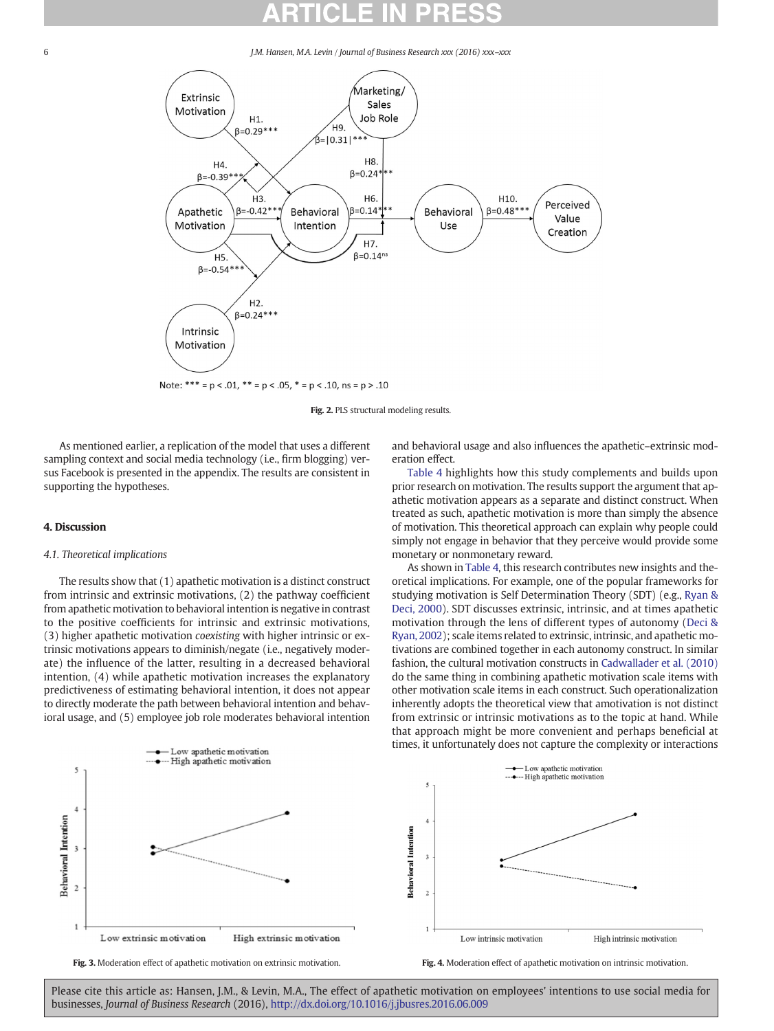Fig. 2. PLS structural modeling results.

As mentioned earlier, a replication of the model that uses a different sampling context and social media technology (i.e., firm blogging) versus Facebook is presented in the appendix. The results are consistent in supporting the hypotheses.

## 4. Discussion

### 4.1. Theoretical implications

The results show that (1) apathetic motivation is a distinct construct from intrinsic and extrinsic motivations, (2) the pathway coefficient from apathetic motivation to behavioral intention is negative in contrast to the positive coefficients for intrinsic and extrinsic motivations, (3) higher apathetic motivation *coexisting* with higher intrinsic or extrinsic motivations appears to diminish/negate (i.e., negatively moderate) the influence of the latter, resulting in a decreased behavioral intention, (4) while apathetic motivation increases the explanatory predictiveness of estimating behavioral intention, it does not appear to directly moderate the path between behavioral intention and behavioral usage, and (5) employee job role moderates behavioral intention and behavioral usage and also influences the apathetic–extrinsic moderation effect.

Table 4 highlights how this study complements and builds upon prior research on motivation. The results support the argument that apathetic motivation appears as a separate and distinct construct. When treated as such, apathetic motivation is more than simply the absence of motivation. This theoretical approach can explain why people could simply not engage in behavior that they perceive would provide some monetary or nonmonetary reward.

As shown in Table 4, this research contributes new insights and theoretical implications. For example, one of the popular frameworks for studying motivation is Self Determination Theory (SDT) (e.g., Ryan & Deci, 2000). SDT discusses extrinsic, intrinsic, and at times apathetic motivation through the lens of different types of autonomy (Deci & Ryan, 2002); scale items related to extrinsic, intrinsic, and apathetic motivations are combined together in each autonomy construct. In similar fashion, the cultural motivation constructs in Cadwallader et al. (2010) do the same thing in combining apathetic motivation scale items with other motivation scale items in each construct. Such operationalization inherently adopts the theoretical view that amotivation is not distinct from extrinsic or intrinsic motivations as to the topic at hand. While that approach might be more convenient and perhaps beneficial at times, it unfortunately does not capture the complexity or interactions

Fig. 3. Moderation effect of apathetic motivation on extrinsic motivation.

Fig. 4. Moderation effect of apathetic motivation on intrinsic motivation.

Please cite this article as: Hansen, J.M., & Levin, M.A., The effect of apathetic motivation on employees' intentions to use social media for businesses, *Journal of Business Research* (2016), http://dx.doi.org/10.1016/j.jbusres.2016.06.009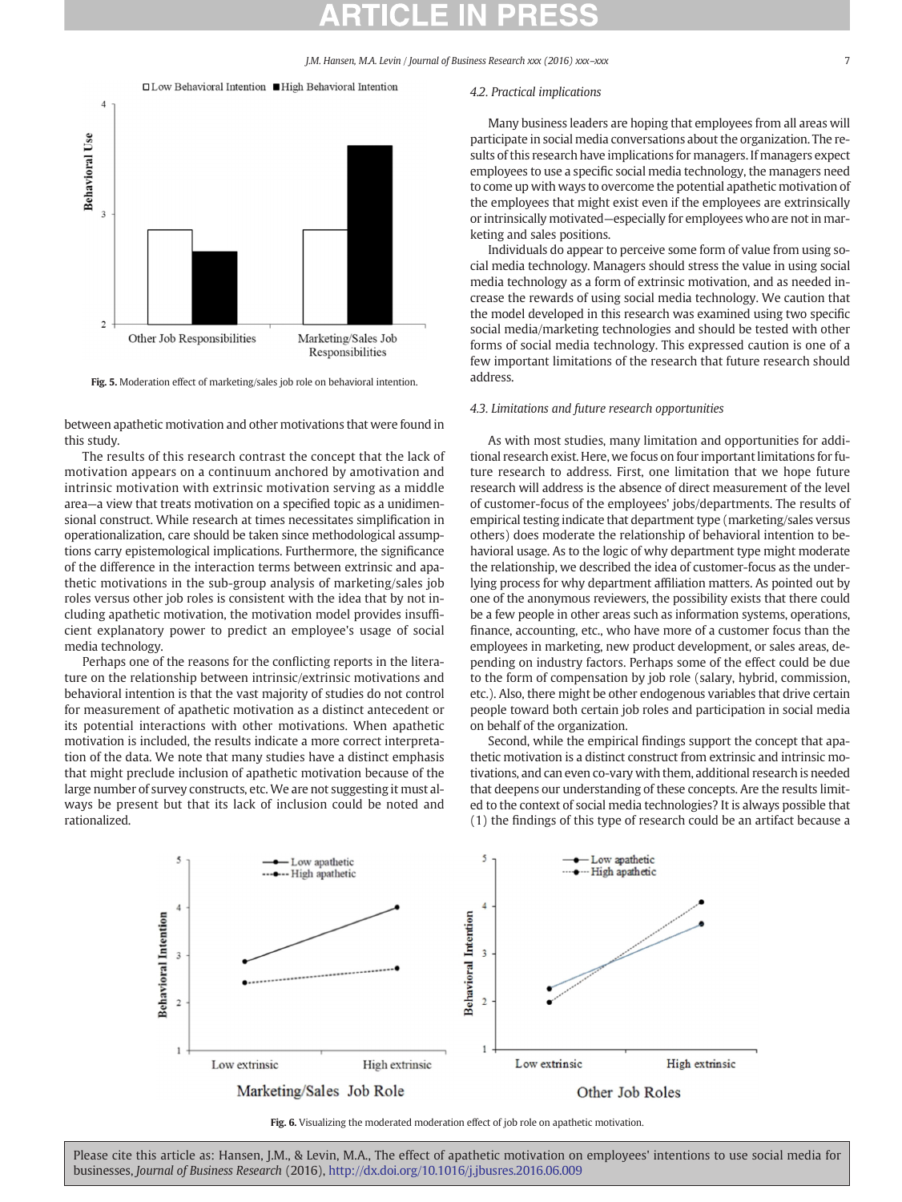Fig. 5. Moderation effect of marketing/sales job role on behavioral intention.

between apathetic motivation and other motivations that were found in this study.

The results of this research contrast the concept that the lack of motivation appears on a continuum anchored by amotivation and intrinsic motivation with extrinsic motivation serving as a middle area—a view that treats motivation on a specified topic as a unidimensional construct. While research at times necessitates simplification in operationalization, care should be taken since methodological assumptions carry epistemological implications. Furthermore, the significance of the difference in the interaction terms between extrinsic and apathetic motivations in the sub-group analysis of marketing/sales job roles versus other job roles is consistent with the idea that by not including apathetic motivation, the motivation model provides insufficient explanatory power to predict an employee's usage of social media technology.

Perhaps one of the reasons for the conflicting reports in the literature on the relationship between intrinsic/extrinsic motivations and behavioral intention is that the vast majority of studies do not control for measurement of apathetic motivation as a distinct antecedent or its potential interactions with other motivations. When apathetic motivation is included, the results indicate a more correct interpretation of the data. We note that many studies have a distinct emphasis that might preclude inclusion of apathetic motivation because of the large number of survey constructs, etc. We are not suggesting it must always be present but that its lack of inclusion could be noted and rationalized.

### 4.2. Practical implications

Many business leaders are hoping that employees from all areas will participate in social media conversations about the organization. The results of this research have implications for managers. If managers expect employees to use a specific social media technology, the managers need to come up with ways to overcome the potential apathetic motivation of the employees that might exist even if the employees are extrinsically or intrinsically motivated—especially for employees who are not in marketing and sales positions.

Individuals do appear to perceive some form of value from using social media technology. Managers should stress the value in using social media technology as a form of extrinsic motivation, and as needed increase the rewards of using social media technology. We caution that the model developed in this research was examined using two specific social media/marketing technologies and should be tested with other forms of social media technology. This expressed caution is one of a few important limitations of the research that future research should address.

### 4.3. Limitations and future research opportunities

As with most studies, many limitation and opportunities for additional research exist. Here, we focus on four important limitations for future research to address. First, one limitation that we hope future research will address is the absence of direct measurement of the level of customer-focus of the employees' jobs/departments. The results of empirical testing indicate that department type (marketing/sales versus others) does moderate the relationship of behavioral intention to behavioral usage. As to the logic of why department type might moderate the relationship, we described the idea of customer-focus as the underlying process for why department affiliation matters. As pointed out by one of the anonymous reviewers, the possibility exists that there could be a few people in other areas such as information systems, operations, finance, accounting, etc., who have more of a customer focus than the employees in marketing, new product development, or sales areas, depending on industry factors. Perhaps some of the effect could be due to the form of compensation by job role (salary, hybrid, commission, etc.). Also, there might be other endogenous variables that drive certain people toward both certain job roles and participation in social media on behalf of the organization.

Second, while the empirical findings support the concept that apathetic motivation is a distinct construct from extrinsic and intrinsic motivations, and can even co-vary with them, additional research is needed that deepens our understanding of these concepts. Are the results limited to the context of social media technologies? It is always possible that (1) the findings of this type of research could be an artifact because a

Fig. 6. Visualizing the moderated moderation effect of job role on apathetic motivation.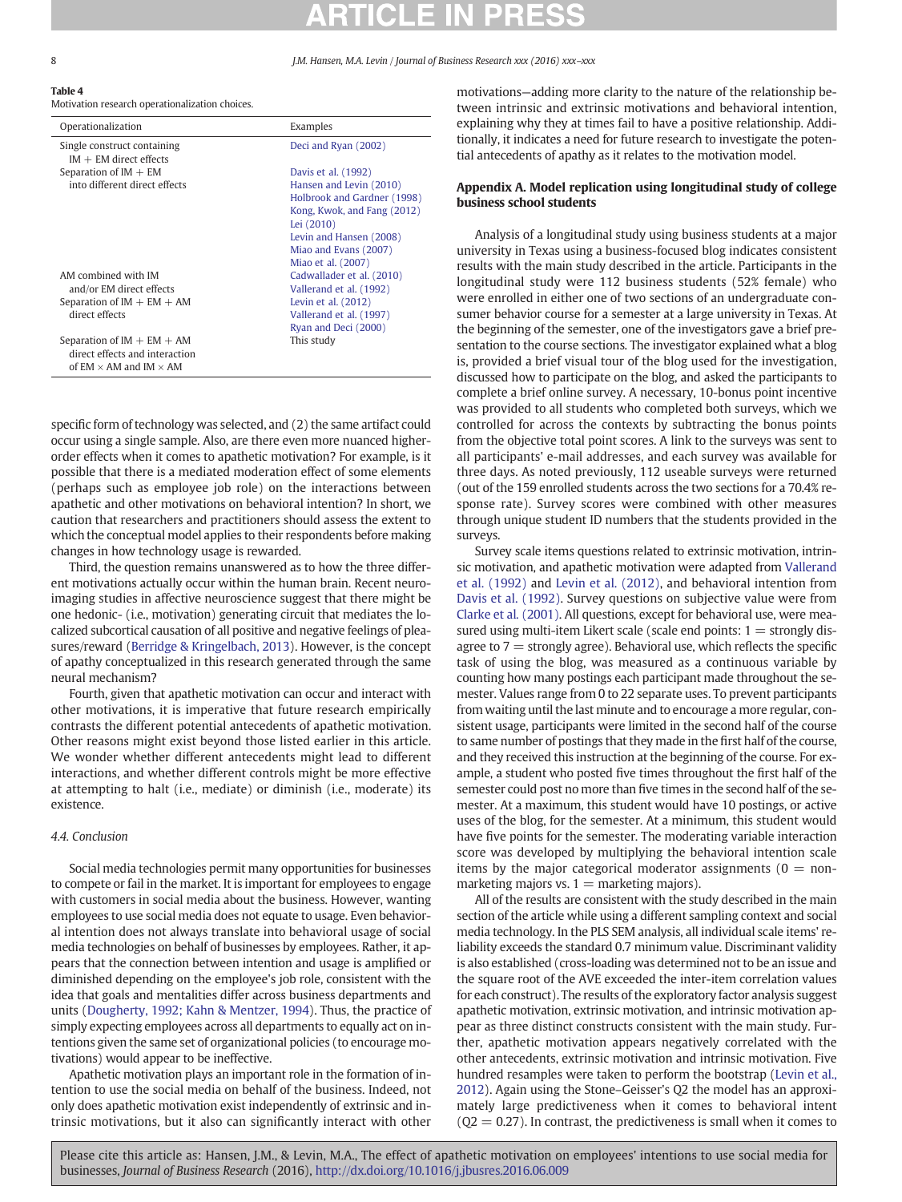**Table 4**
Motivation research operationalization choices.

| Operationalization | Examples |
|---|---|
| Single construct containing IM + EM direct effects | Deci and Ryan (2002) |
| Separation of IM + EM into different direct effects | Davis et al. (1992)<br>Hansen and Levin (2010)<br>Holbrook and Gardner (1998)<br>Kong, Kwok, and Fang (2012)<br>Lei (2010)<br>Levin and Hansen (2008)<br>Miao and Evans (2007)<br>Miao et al. (2007) |
| AM combined with IM and/or EM direct effects | Cadwallader et al. (2010)<br>Vallerand et al. (1992) |
| Separation of IM + EM + AM direct effects | Levin et al. (2012)<br>Vallerand et al. (1997)<br>Ryan and Deci (2000) |
| Separation of IM + EM + AM direct effects and interaction of EM × AM and IM × AM | This study |

specific form of technology was selected, and (2) the same artifact could occur using a single sample. Also, are there even more nuanced higher-order effects when it comes to apathetic motivation? For example, is it possible that there is a mediated moderation effect of some elements (perhaps such as employee job role) on the interactions between apathetic and other motivations on behavioral intention? In short, we caution that researchers and practitioners should assess the extent to which the conceptual model applies to their respondents before making changes in how technology usage is rewarded.

Third, the question remains unanswered as to how the three different motivations actually occur within the human brain. Recent neuroimaging studies in affective neuroscience suggest that there might be one hedonic- (i.e., motivation) generating circuit that mediates the localized subcortical causation of all positive and negative feelings of pleasures/reward (Berridge & Kringelbach, 2013). However, is the concept of apathy conceptualized in this research generated through the same neural mechanism?

Fourth, given that apathetic motivation can occur and interact with other motivations, it is imperative that future research empirically contrasts the different potential antecedents of apathetic motivation. Other reasons might exist beyond those listed earlier in this article. We wonder whether different antecedents might lead to different interactions, and whether different controls might be more effective at attempting to halt (i.e., mediate) or diminish (i.e., moderate) its existence.

### 4.4. Conclusion

Social media technologies permit many opportunities for businesses to compete or fail in the market. It is important for employees to engage with customers in social media about the business. However, wanting employees to use social media does not equate to usage. Even behavioral intention does not always translate into behavioral usage of social media technologies on behalf of businesses by employees. Rather, it appears that the connection between intention and usage is amplified or diminished depending on the employee's job role, consistent with the idea that goals and mentalities differ across business departments and units (Dougherty, 1992; Kahn & Mentzer, 1994). Thus, the practice of simply expecting employees across all departments to equally act on intentions given the same set of organizational policies (to encourage motivations) would appear to be ineffective.

Apathetic motivation plays an important role in the formation of intention to use the social media on behalf of the business. Indeed, not only does apathetic motivation exist independently of extrinsic and intrinsic motivations, but it also can significantly interact with other motivations—adding more clarity to the nature of the relationship between intrinsic and extrinsic motivations and behavioral intention, explaining why they at times fail to have a positive relationship. Additionally, it indicates a need for future research to investigate the potential antecedents of apathy as it relates to the motivation model.

## Appendix A. Model replication using longitudinal study of college business school students

Analysis of a longitudinal study using business students at a major university in Texas using a business-focused blog indicates consistent results with the main study described in the article. Participants in the longitudinal study were 112 business students (52% female) who were enrolled in either one of two sections of an undergraduate consumer behavior course for a semester at a large university in Texas. At the beginning of the semester, one of the investigators gave a brief presentation to the course sections. The investigator explained what a blog is, provided a brief visual tour of the blog used for the investigation, discussed how to participate on the blog, and asked the participants to complete a brief online survey. A necessary, 10-bonus point incentive was provided to all students who completed both surveys, which we controlled for across the contexts by subtracting the bonus points from the objective total point scores. A link to the surveys was sent to all participants' e-mail addresses, and each survey was available for three days. As noted previously, 112 useable surveys were returned (out of the 159 enrolled students across the two sections for a 70.4% response rate). Survey scores were combined with other measures through unique student ID numbers that the students provided in the surveys.

Survey scale items questions related to extrinsic motivation, intrinsic motivation, and apathetic motivation were adapted from Vallerand et al. (1992) and Levin et al. (2012), and behavioral intention from Davis et al. (1992). Survey questions on subjective value were from Clarke et al. (2001). All questions, except for behavioral use, were measured using multi-item Likert scale (scale end points: 1 = strongly disagree to 7 = strongly agree). Behavioral use, which reflects the specific task of using the blog, was measured as a continuous variable by counting how many postings each participant made throughout the semester. Values range from 0 to 22 separate uses. To prevent participants from waiting until the last minute and to encourage a more regular, consistent usage, participants were limited in the second half of the course to same number of postings that they made in the first half of the course, and they received this instruction at the beginning of the course. For example, a student who posted five times throughout the first half of the semester could post no more than five times in the second half of the semester. At a maximum, this student would have 10 postings, or active uses of the blog, for the semester. At a minimum, this student would have five points for the semester. The moderating variable interaction score was developed by multiplying the behavioral intention scale items by the major categorical moderator assignments (0 = non-marketing majors vs. 1 = marketing majors).

All of the results are consistent with the study described in the main section of the article while using a different sampling context and social media technology. In the PLS SEM analysis, all individual scale items' reliability exceeds the standard 0.7 minimum value. Discriminant validity is also established (cross-loading was determined not to be an issue and the square root of the AVE exceeded the inter-item correlation values for each construct). The results of the exploratory factor analysis suggest apathetic motivation, extrinsic motivation, and intrinsic motivation appear as three distinct constructs consistent with the main study. Further, apathetic motivation appears negatively correlated with the other antecedents, extrinsic motivation and intrinsic motivation. Five hundred resamples were taken to perform the bootstrap (Levin et al., 2012). Again using the Stone–Geisser's Q2 the model has an approximately large predictiveness when it comes to behavioral intent ($Q2 = 0.27$). In contrast, the predictiveness is small when it comes to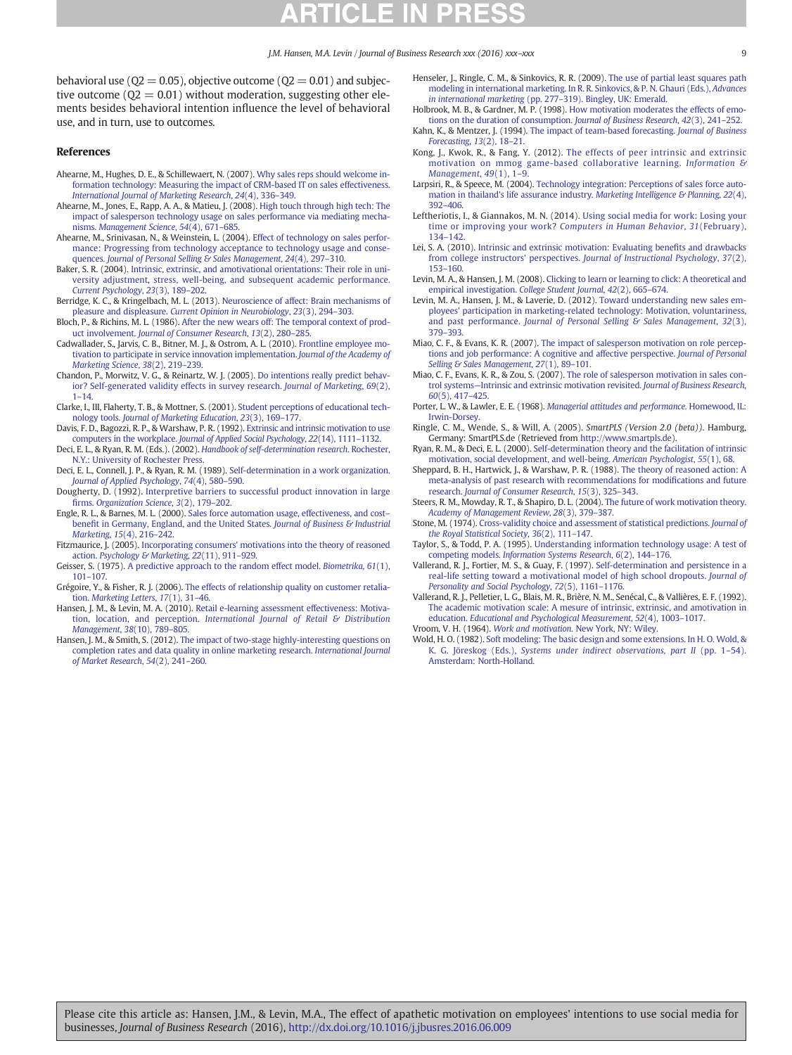behavioral use ($Q2 = 0.05$), objective outcome ($Q2 = 0.01$) and subjective outcome ($Q2 = 0.01$) without moderation, suggesting other elements besides behavioral intention influence the level of behavioral use, and in turn, use to outcomes.

## References

Ahearne, M., Hughes, D. E., & Schillewaert, N. (2007). Why sales reps should welcome information technology: Measuring the impact of CRM-based IT on sales effectiveness. *International Journal of Marketing Research*, *24*(4), 336–349.

Ahearne, M., Jones, E., Rapp, A. A., & Matieu, J. (2008). High touch through high tech: The impact of salesperson technology usage on sales performance via mediating mechanisms. *Management Science*, *54*(4), 671–685.

Ahearne, M., Srinivasan, N., & Weinstein, L. (2004). Effect of technology on sales performance: Progressing from technology acceptance to technology usage and consequences. *Journal of Personal Selling & Sales Management*, *24*(4), 297–310.

Baker, S. R. (2004). Intrinsic, extrinsic, and amotivational orientations: Their role in university adjustment, stress, well-being, and subsequent academic performance. *Current Psychology*, *23*(3), 189–202.

Berridge, K. C., & Kringelbach, M. L. (2013). Neuroscience of affect: Brain mechanisms of pleasure and displeasure. *Current Opinion in Neurobiology*, *23*(3), 294–303.

Bloch, P., & Richins, M. L. (1986). After the new wears off: The temporal context of product involvement. *Journal of Consumer Research*, *13*(2), 280–285.

Cadwallader, S., Jarvis, C. B., Bitner, M. J., & Ostrom, A. L. (2010). Frontline employee motivation to participate in service innovation implementation. *Journal of the Academy of Marketing Science*, *38*(2), 219–239.

Chandon, P., Morwitz, V. G., & Reinartz, W. J. (2005). Do intentions really predict behavior? Self-generated validity effects in survey research. *Journal of Marketing*, *69*(2), 1–14.

Clarke, I., III, Flaherty, T. B., & Mottner, S. (2001). Student perceptions of educational technology tools. *Journal of Marketing Education*, *23*(3), 169–177.

Davis, F. D., Bagozzi, R. P., & Warshaw, P. R. (1992). Extrinsic and intrinsic motivation to use computers in the workplace. *Journal of Applied Social Psychology*, *22*(14), 1111–1132.

Deci, E. L., & Ryan, R. M. (Eds.). (2002). *Handbook of self-determination research*. Rochester, N.Y.: University of Rochester Press.

Deci, E. L., Connell, J. P., & Ryan, R. M. (1989). Self-determination in a work organization. *Journal of Applied Psychology*, *74*(4), 580–590.

Dougherty, D. (1992). Interpretive barriers to successful product innovation in large firms. *Organization Science*, *3*(2), 179–202.

Engle, R. L., & Barnes, M. L. (2000). Sales force automation usage, effectiveness, and cost–benefit in Germany, England, and the United States. *Journal of Business & Industrial Marketing*, *15*(4), 216–242.

Fitzmaurice, J. (2005). Incorporating consumers' motivations into the theory of reasoned action. *Psychology & Marketing*, *22*(11), 911–929.

Geisser, S. (1975). A predictive approach to the random effect model. *Biometrika*, *61*(1), 101–107.

Grégoire, Y., & Fisher, R. J. (2006). The effects of relationship quality on customer retaliation. *Marketing Letters*, *17*(1), 31–46.

Hansen, J. M., & Levin, M. A. (2010). Retail e-learning assessment effectiveness: Motivation, location, and perception. *International Journal of Retail & Distribution Management*, *38*(10), 789–805.

Hansen, J. M., & Smith, S. (2012). The impact of two-stage highly-interesting questions on completion rates and data quality in online marketing research. *International Journal of Market Research*, *54*(2), 241–260.

Henseler, J., Ringle, C. M., & Sinkovics, R. R. (2009). The use of partial least squares path modeling in international marketing. In R. R. Sinkovics, & P. N. Ghauri (Eds.), *Advances in international marketing* (pp. 277–319). Bingley, UK: Emerald.

Holbrook, M. B., & Gardner, M. P. (1998). How motivation moderates the effects of emotions on the duration of consumption. *Journal of Business Research*, *42*(3), 241–252.

Kahn, K., & Mentzer, J. (1994). The impact of team-based forecasting. *Journal of Business Forecasting*, *13*(2), 18–21.

Kong, J., Kwok, R., & Fang, Y. (2012). The effects of peer intrinsic and extrinsic motivation on mmog game-based collaborative learning. *Information & Management*, *49*(1), 1–9.

Larpsiri, R., & Speece, M. (2004). Technology integration: Perceptions of sales force automation in thailand's life assurance industry. *Marketing Intelligence & Planning*, *22*(4), 392–406.

Leftheriotis, I., & Giannakos, M. N. (2014). Using social media for work: Losing your time or improving your work? *Computers in Human Behavior*, *31*(February), 134–142.

Lei, S. A. (2010). Intrinsic and extrinsic motivation: Evaluating benefits and drawbacks from college instructors' perspectives. *Journal of Instructional Psychology*, *37*(2), 153–160.

Levin, M. A., & Hansen, J. M. (2008). Clicking to learn or learning to click: A theoretical and empirical investigation. *College Student Journal*, *42*(2), 665–674.

Levin, M. A., Hansen, J. M., & Laverie, D. (2012). Toward understanding new sales employees' participation in marketing-related technology: Motivation, voluntariness, and past performance. *Journal of Personal Selling & Sales Management*, *32*(3), 379–393.

Miao, C. F., & Evans, K. R. (2007). The impact of salesperson motivation on role perceptions and job performance: A cognitive and affective perspective. *Journal of Personal Selling & Sales Management*, *27*(1), 89–101.

Miao, C. F., Evans, K. R., & Zou, S. (2007). The role of salesperson motivation in sales control systems—Intrinsic and extrinsic motivation revisited. *Journal of Business Research*, *60*(5), 417–425.

Porter, L. W., & Lawler, E. E. (1968). *Managerial attitudes and performance*. Homewood, IL: Irwin-Dorsey.

Ringle, C. M., Wende, S., & Will, A. (2005). *SmartPLS (Version 2.0 (beta))*. Hamburg, Germany: SmartPLS.de (Retrieved from http://www.smartpls.de).

Ryan, R. M., & Deci, E. L. (2000). Self-determination theory and the facilitation of intrinsic motivation, social development, and well-being. *American Psychologist*, *55*(1), 68.

Sheppard, B. H., Hartwick, J., & Warshaw, P. R. (1988). The theory of reasoned action: A meta-analysis of past research with recommendations for modifications and future research. *Journal of Consumer Research*, *15*(3), 325–343.

Steers, R. M., Mowday, R. T., & Shapiro, D. L. (2004). The future of work motivation theory. *Academy of Management Review*, *28*(3), 379–387.

Stone, M. (1974). Cross-validity choice and assessment of statistical predictions. *Journal of the Royal Statistical Society*, *36*(2), 111–147.

Taylor, S., & Todd, P. A. (1995). Understanding information technology usage: A test of competing models. *Information Systems Research*, *6*(2), 144–176.

Vallerand, R. J., Fortier, M. S., & Guay, F. (1997). Self-determination and persistence in a real-life setting toward a motivational model of high school dropouts. *Journal of Personality and Social Psychology*, *72*(5), 1161–1176.

Vallerand, R. J., Pelletier, L. G., Blais, M. R., Brière, N. M., Senécal, C., & Vallières, E. F. (1992). The academic motivation scale: A mesure of intrinsic, extrinsic, and amotivation in education. *Educational and Psychological Measurement*, *52*(4), 1003–1017.

Vroom, V. H. (1964). *Work and motivation*. New York, NY: Wiley.

Wold, H. O. (1982). Soft modeling: The basic design and some extensions. In H. O. Wold, & K. G. Jöreskog (Eds.), *Systems under indirect observations, part II* (pp. 1–54). Amsterdam: North-Holland.

Please cite this article as: Hansen, J.M., & Levin, M.A., The effect of apathetic motivation on employees' intentions to use social media for businesses, *Journal of Business Research* (2016), http://dx.doi.org/10.1016/j.jbusres.2016.06.009